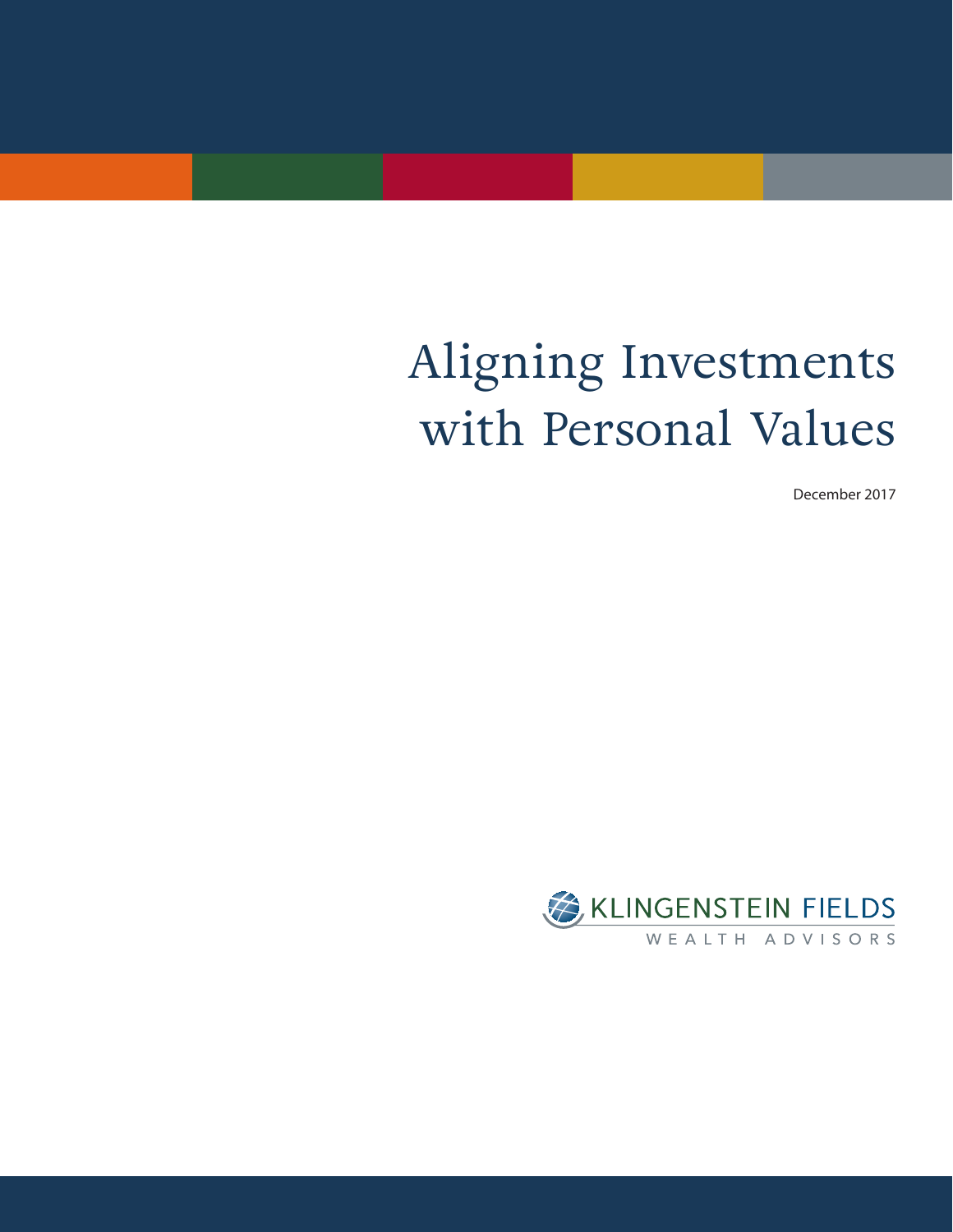# Aligning Investments with Personal Values

December 2017

KLINGENSTEIN FIELDS

WEALTH ADVISORS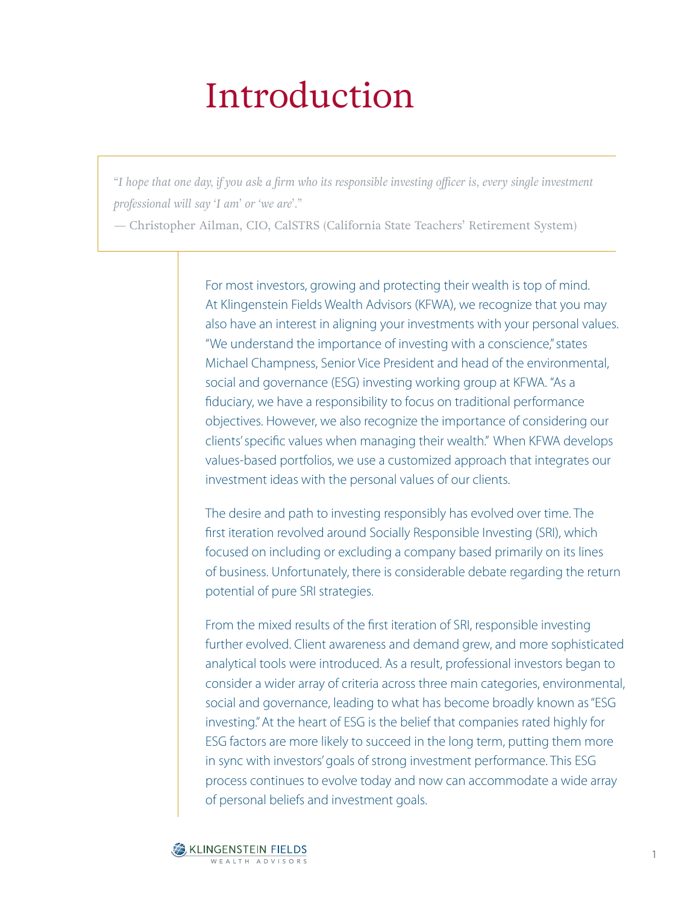# Introduction

> *"I hope that one day, if you ask a firm who its responsible investing officer is, every single investment professional will say 'I am' or 'we are'."*
>
> — Christopher Ailman, CIO, CalSTRS (California State Teachers' Retirement System)

For most investors, growing and protecting their wealth is top of mind. At Klingenstein Fields Wealth Advisors (KFWA), we recognize that you may also have an interest in aligning your investments with your personal values. "We understand the importance of investing with a conscience," states Michael Champness, Senior Vice President and head of the environmental, social and governance (ESG) investing working group at KFWA. "As a fiduciary, we have a responsibility to focus on traditional performance objectives. However, we also recognize the importance of considering our clients' specific values when managing their wealth." When KFWA develops values-based portfolios, we use a customized approach that integrates our investment ideas with the personal values of our clients.

The desire and path to investing responsibly has evolved over time. The first iteration revolved around Socially Responsible Investing (SRI), which focused on including or excluding a company based primarily on its lines of business. Unfortunately, there is considerable debate regarding the return potential of pure SRI strategies.

From the mixed results of the first iteration of SRI, responsible investing further evolved. Client awareness and demand grew, and more sophisticated analytical tools were introduced. As a result, professional investors began to consider a wider array of criteria across three main categories, environmental, social and governance, leading to what has become broadly known as "ESG investing." At the heart of ESG is the belief that companies rated highly for ESG factors are more likely to succeed in the long term, putting them more in sync with investors' goals of strong investment performance. This ESG process continues to evolve today and now can accommodate a wide array of personal beliefs and investment goals.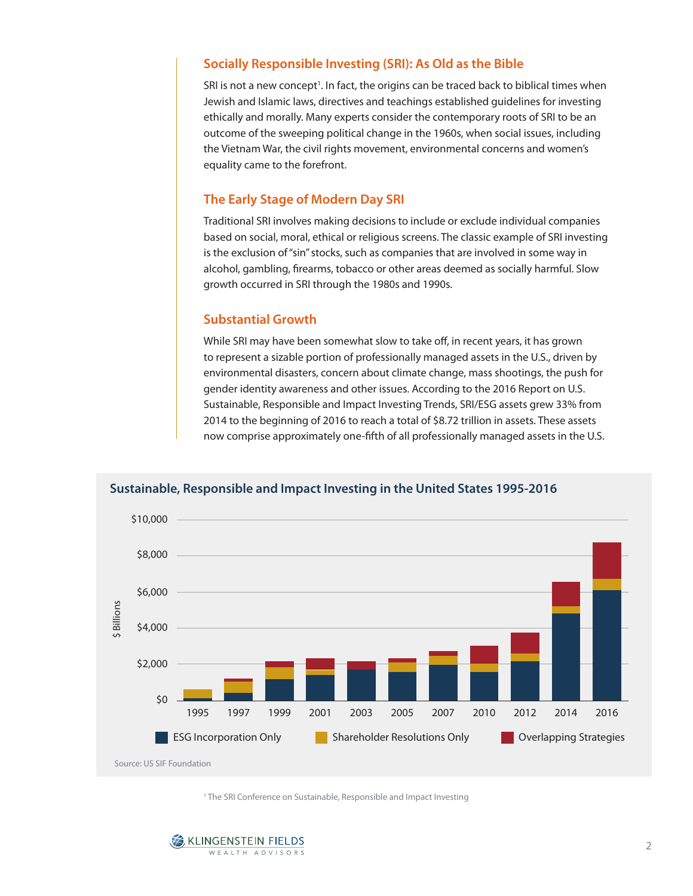## Socially Responsible Investing (SRI): As Old as the Bible

SRI is not a new concept[1]. In fact, the origins can be traced back to biblical times when Jewish and Islamic laws, directives and teachings established guidelines for investing ethically and morally. Many experts consider the contemporary roots of SRI to be an outcome of the sweeping political change in the 1960s, when social issues, including the Vietnam War, the civil rights movement, environmental concerns and women's equality came to the forefront.

## The Early Stage of Modern Day SRI

Traditional SRI involves making decisions to include or exclude individual companies based on social, moral, ethical or religious screens. The classic example of SRI investing is the exclusion of "sin" stocks, such as companies that are involved in some way in alcohol, gambling, firearms, tobacco or other areas deemed as socially harmful. Slow growth occurred in SRI through the 1980s and 1990s.

## Substantial Growth

While SRI may have been somewhat slow to take off, in recent years, it has grown to represent a sizable portion of professionally managed assets in the U.S., driven by environmental disasters, concern about climate change, mass shootings, the push for gender identity awareness and other issues. According to the 2016 Report on U.S. Sustainable, Responsible and Impact Investing Trends, SRI/ESG assets grew 33% from 2014 to the beginning of 2016 to reach a total of $8.72 trillion in assets. These assets now comprise approximately one-fifth of all professionally managed assets in the U.S.

**Sustainable, Responsible and Impact Investing in the United States 1995-2016**

$ Billions: $0, $2,000, $4,000, $6,000, $8,000, $10,000

Years: 1995, 1997, 1999, 2001, 2003, 2005, 2007, 2010, 2012, 2014, 2016

ESG Incorporation Only | Shareholder Resolutions Only | Overlapping Strategies

Source: US SIF Foundation

[1] The SRI Conference on Sustainable, Responsible and Impact Investing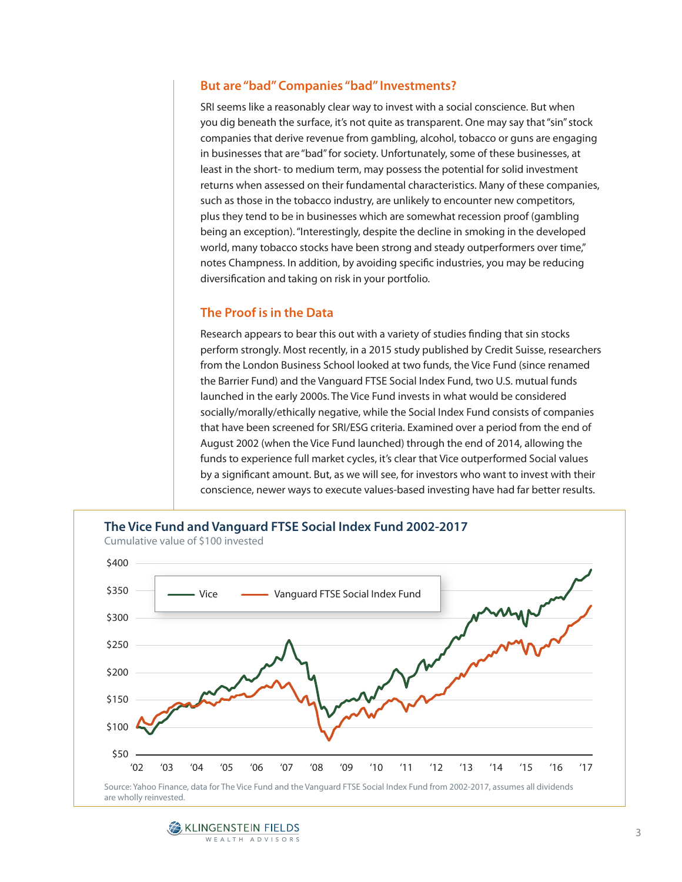## But are "bad" Companies "bad" Investments?

SRI seems like a reasonably clear way to invest with a social conscience. But when you dig beneath the surface, it's not quite as transparent. One may say that "sin" stock companies that derive revenue from gambling, alcohol, tobacco or guns are engaging in businesses that are "bad" for society. Unfortunately, some of these businesses, at least in the short- to medium term, may possess the potential for solid investment returns when assessed on their fundamental characteristics. Many of these companies, such as those in the tobacco industry, are unlikely to encounter new competitors, plus they tend to be in businesses which are somewhat recession proof (gambling being an exception). "Interestingly, despite the decline in smoking in the developed world, many tobacco stocks have been strong and steady outperformers over time," notes Champness. In addition, by avoiding specific industries, you may be reducing diversification and taking on risk in your portfolio.

## The Proof is in the Data

Research appears to bear this out with a variety of studies finding that sin stocks perform strongly. Most recently, in a 2015 study published by Credit Suisse, researchers from the London Business School looked at two funds, the Vice Fund (since renamed the Barrier Fund) and the Vanguard FTSE Social Index Fund, two U.S. mutual funds launched in the early 2000s. The Vice Fund invests in what would be considered socially/morally/ethically negative, while the Social Index Fund consists of companies that have been screened for SRI/ESG criteria. Examined over a period from the end of August 2002 (when the Vice Fund launched) through the end of 2014, allowing the funds to experience full market cycles, it's clear that Vice outperformed Social values by a significant amount. But, as we will see, for investors who want to invest with their conscience, newer ways to execute values-based investing have had far better results.

**The Vice Fund and Vanguard FTSE Social Index Fund 2002-2017**

Cumulative value of $100 invested

Source: Yahoo Finance, data for The Vice Fund and the Vanguard FTSE Social Index Fund from 2002-2017, assumes all dividends are wholly reinvested.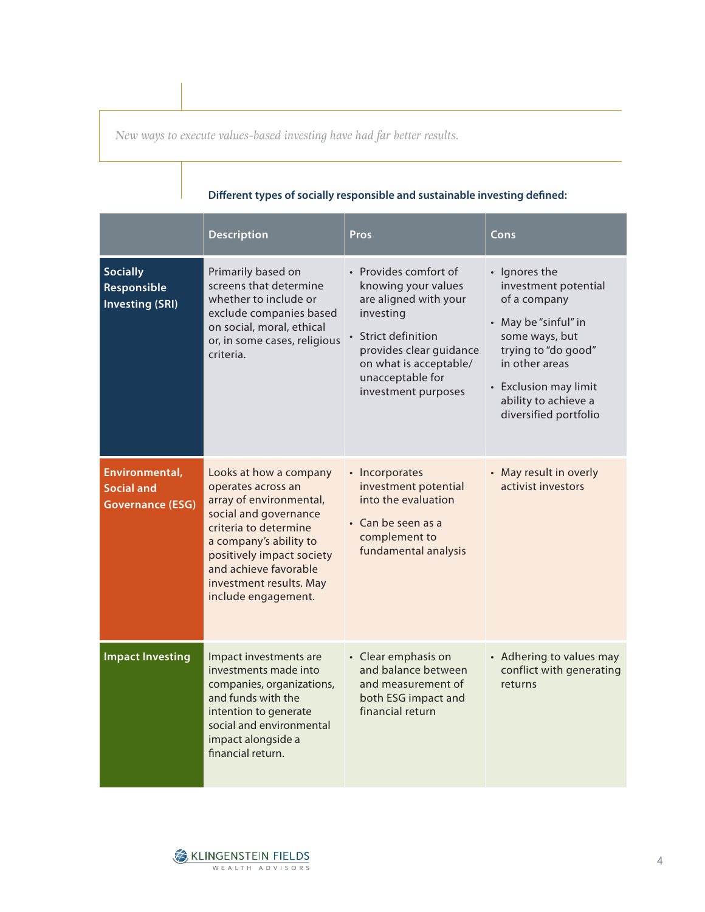*New ways to execute values-based investing have had far better results.*

**Different types of socially responsible and sustainable investing defined:**

| | Description | Pros | Cons |
|---|---|---|---|
| **Socially Responsible Investing (SRI)** | Primarily based on screens that determine whether to include or exclude companies based on social, moral, ethical or, in some cases, religious criteria. | • Provides comfort of knowing your values are aligned with your investing<br>• Strict definition provides clear guidance on what is acceptable/ unacceptable for investment purposes | • Ignores the investment potential of a company<br>• May be "sinful" in some ways, but trying to "do good" in other areas<br>• Exclusion may limit ability to achieve a diversified portfolio |
| **Environmental, Social and Governance (ESG)** | Looks at how a company operates across an array of environmental, social and governance criteria to determine a company's ability to positively impact society and achieve favorable investment results. May include engagement. | • Incorporates investment potential into the evaluation<br>• Can be seen as a complement to fundamental analysis | • May result in overly activist investors |
| **Impact Investing** | Impact investments are investments made into companies, organizations, and funds with the intention to generate social and environmental impact alongside a financial return. | • Clear emphasis on and balance between and measurement of both ESG impact and financial return | • Adhering to values may conflict with generating returns |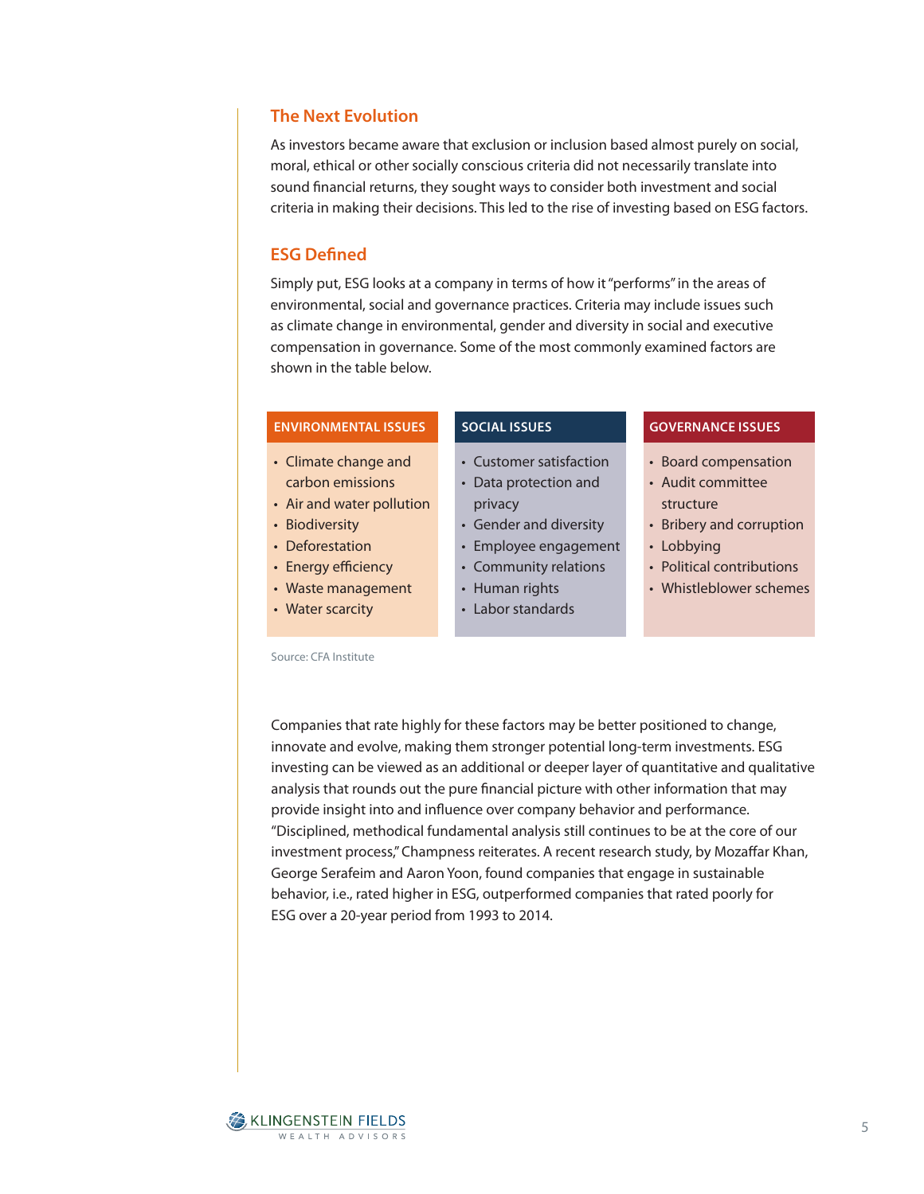## The Next Evolution

As investors became aware that exclusion or inclusion based almost purely on social, moral, ethical or other socially conscious criteria did not necessarily translate into sound financial returns, they sought ways to consider both investment and social criteria in making their decisions. This led to the rise of investing based on ESG factors.

## ESG Defined

Simply put, ESG looks at a company in terms of how it "performs" in the areas of environmental, social and governance practices. Criteria may include issues such as climate change in environmental, gender and diversity in social and executive compensation in governance. Some of the most commonly examined factors are shown in the table below.

| ENVIRONMENTAL ISSUES | SOCIAL ISSUES | GOVERNANCE ISSUES |
|---|---|---|
| • Climate change and carbon emissions<br>• Air and water pollution<br>• Biodiversity<br>• Deforestation<br>• Energy efficiency<br>• Waste management<br>• Water scarcity | • Customer satisfaction<br>• Data protection and privacy<br>• Gender and diversity<br>• Employee engagement<br>• Community relations<br>• Human rights<br>• Labor standards | • Board compensation<br>• Audit committee structure<br>• Bribery and corruption<br>• Lobbying<br>• Political contributions<br>• Whistleblower schemes |

Source: CFA Institute

Companies that rate highly for these factors may be better positioned to change, innovate and evolve, making them stronger potential long-term investments. ESG investing can be viewed as an additional or deeper layer of quantitative and qualitative analysis that rounds out the pure financial picture with other information that may provide insight into and influence over company behavior and performance. "Disciplined, methodical fundamental analysis still continues to be at the core of our investment process," Champness reiterates. A recent research study, by Mozaffar Khan, George Serafeim and Aaron Yoon, found companies that engage in sustainable behavior, i.e., rated higher in ESG, outperformed companies that rated poorly for ESG over a 20-year period from 1993 to 2014.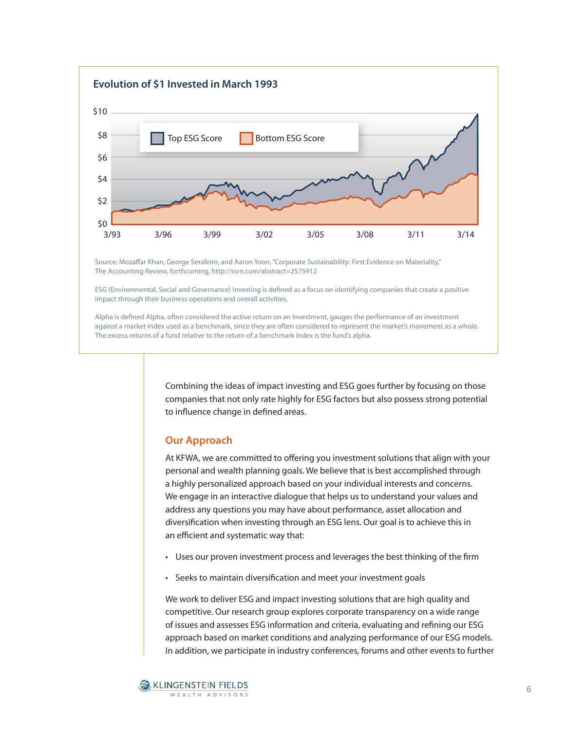### Evolution of $1 Invested in March 1993

Source: Mozaffar Khan, George Serafeim, and Aaron Yoon, "Corporate Sustainability: First Evidence on Materiality," The Accounting Review, forthcoming, http://ssrn.com/abstract=2575912

ESG (Environmental, Social and Governance) Investing is defined as a focus on identifying companies that create a positive impact through their business operations and overall activities.

Alpha is defined Alpha, often considered the active return on an investment, gauges the performance of an investment against a market index used as a benchmark, since they are often considered to represent the market's movement as a whole. The excess returns of a fund relative to the return of a benchmark index is the fund's alpha.

Combining the ideas of impact investing and ESG goes further by focusing on those companies that not only rate highly for ESG factors but also possess strong potential to influence change in defined areas.

## Our Approach

At KFWA, we are committed to offering you investment solutions that align with your personal and wealth planning goals. We believe that is best accomplished through a highly personalized approach based on your individual interests and concerns. We engage in an interactive dialogue that helps us to understand your values and address any questions you may have about performance, asset allocation and diversification when investing through an ESG lens. Our goal is to achieve this in an efficient and systematic way that:

- Uses our proven investment process and leverages the best thinking of the firm
- Seeks to maintain diversification and meet your investment goals

We work to deliver ESG and impact investing solutions that are high quality and competitive. Our research group explores corporate transparency on a wide range of issues and assesses ESG information and criteria, evaluating and refining our ESG approach based on market conditions and analyzing performance of our ESG models. In addition, we participate in industry conferences, forums and other events to further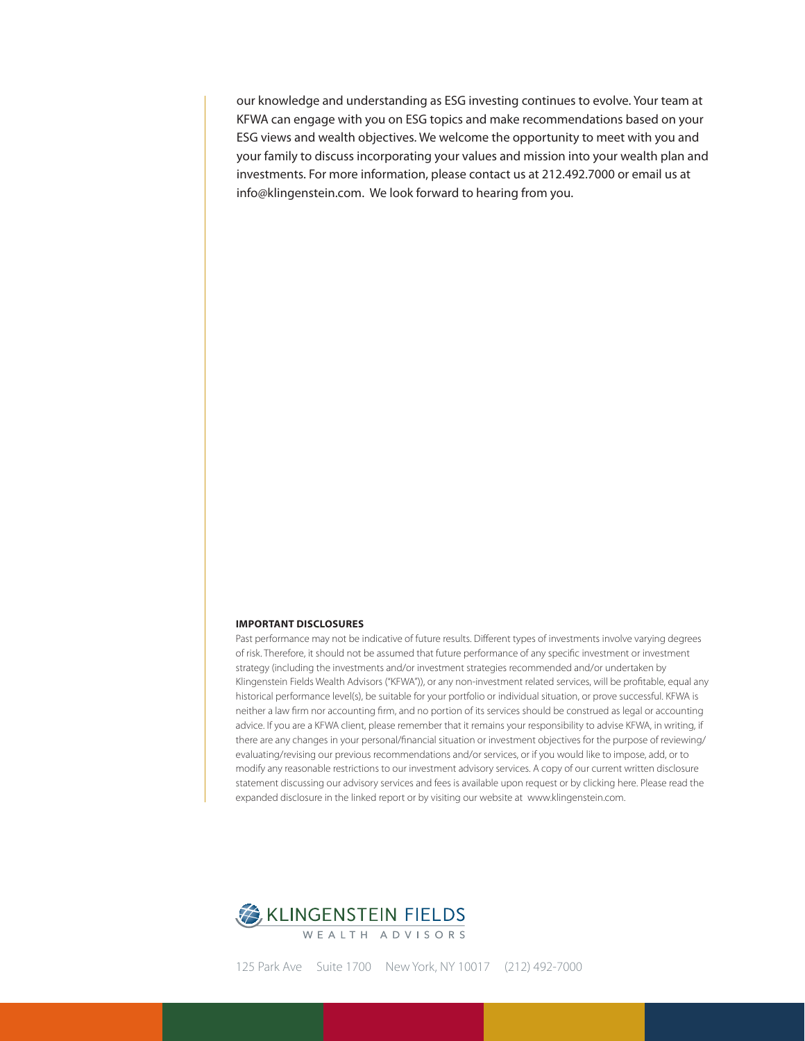our knowledge and understanding as ESG investing continues to evolve. Your team at KFWA can engage with you on ESG topics and make recommendations based on your ESG views and wealth objectives. We welcome the opportunity to meet with you and your family to discuss incorporating your values and mission into your wealth plan and investments. For more information, please contact us at 212.492.7000 or email us at info@klingenstein.com. We look forward to hearing from you.

**IMPORTANT DISCLOSURES**

Past performance may not be indicative of future results. Different types of investments involve varying degrees of risk. Therefore, it should not be assumed that future performance of any specific investment or investment strategy (including the investments and/or investment strategies recommended and/or undertaken by Klingenstein Fields Wealth Advisors ("KFWA")), or any non-investment related services, will be profitable, equal any historical performance level(s), be suitable for your portfolio or individual situation, or prove successful. KFWA is neither a law firm nor accounting firm, and no portion of its services should be construed as legal or accounting advice. If you are a KFWA client, please remember that it remains your responsibility to advise KFWA, in writing, if there are any changes in your personal/financial situation or investment objectives for the purpose of reviewing/evaluating/revising our previous recommendations and/or services, or if you would like to impose, add, or to modify any reasonable restrictions to our investment advisory services. A copy of our current written disclosure statement discussing our advisory services and fees is available upon request or by clicking here. Please read the expanded disclosure in the linked report or by visiting our website at www.klingenstein.com.

KLINGENSTEIN FIELDS
WEALTH ADVISORS

125 Park Ave Suite 1700 New York, NY 10017 (212) 492-7000